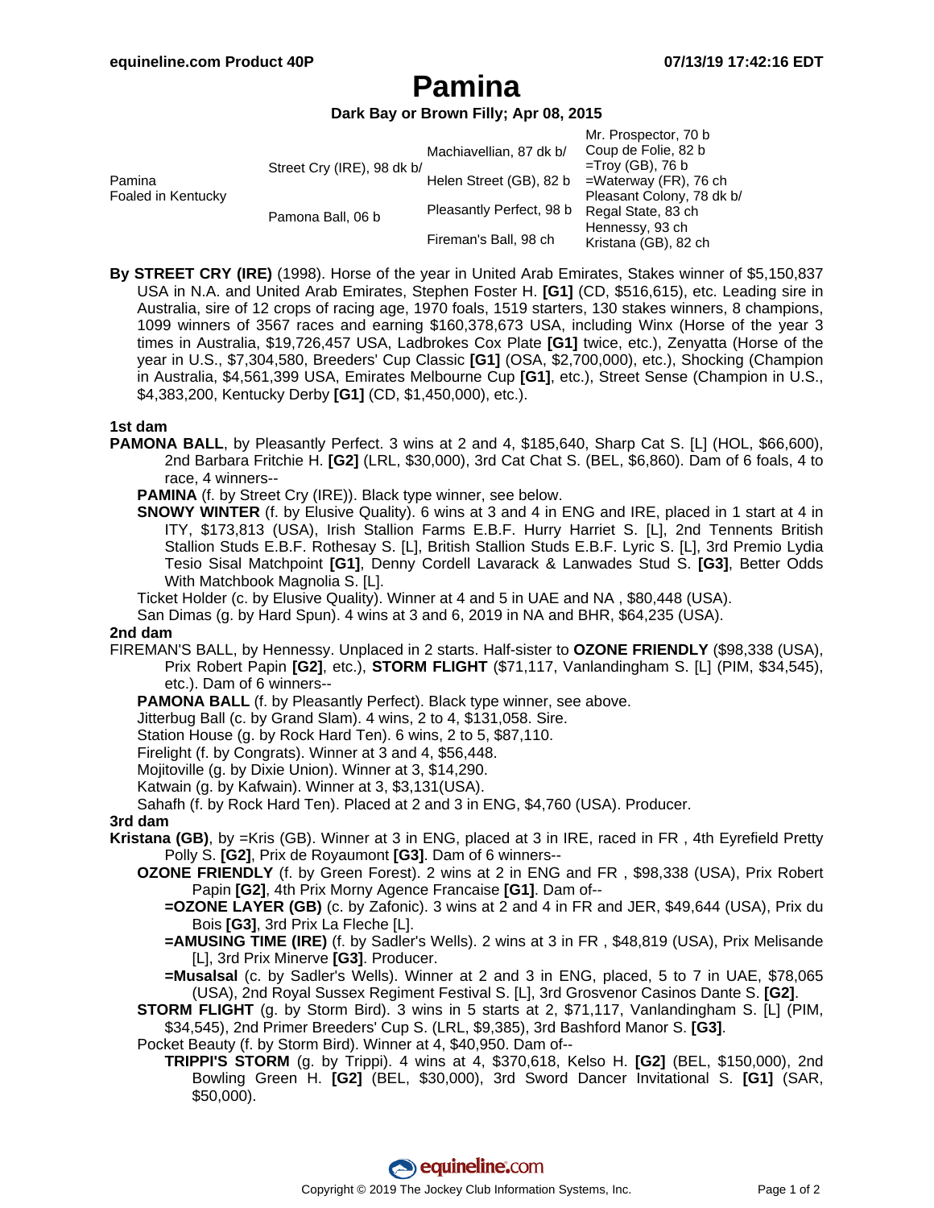# Pamina

**Dark Bay or Brown Filly; Apr 08, 2015**

| | | | |
|---|---|---|---|
| Pamina Foaled in Kentucky | Street Cry (IRE), 98 dk b/ | Machiavellian, 87 dk b/ | Mr. Prospector, 70 b |
| | | | Coup de Folie, 82 b |
| | | Helen Street (GB), 82 b | =Troy (GB), 76 b |
| | | | =Waterway (FR), 76 ch |
| | Pamona Ball, 06 b | Pleasantly Perfect, 98 b | Pleasant Colony, 78 dk b/ |
| | | | Regal State, 83 ch |
| | | Fireman's Ball, 98 ch | Hennessy, 93 ch |
| | | | Kristana (GB), 82 ch |

**By STREET CRY (IRE)** (1998). Horse of the year in United Arab Emirates, Stakes winner of $5,150,837 USA in N.A. and United Arab Emirates, Stephen Foster H. **[G1]** (CD, $516,615), etc. Leading sire in Australia, sire of 12 crops of racing age, 1970 foals, 1519 starters, 130 stakes winners, 8 champions, 1099 winners of 3567 races and earning $160,378,673 USA, including Winx (Horse of the year 3 times in Australia, $19,726,457 USA, Ladbrokes Cox Plate **[G1]** twice, etc.), Zenyatta (Horse of the year in U.S., $7,304,580, Breeders' Cup Classic **[G1]** (OSA, $2,700,000), etc.), Shocking (Champion in Australia, $4,561,399 USA, Emirates Melbourne Cup **[G1]**, etc.), Street Sense (Champion in U.S., $4,383,200, Kentucky Derby **[G1]** (CD, $1,450,000), etc.).

### 1st dam

**PAMONA BALL**, by Pleasantly Perfect. 3 wins at 2 and 4, $185,640, Sharp Cat S. [L] (HOL, $66,600), 2nd Barbara Fritchie H. **[G2]** (LRL, $30,000), 3rd Cat Chat S. (BEL, $6,860). Dam of 6 foals, 4 to race, 4 winners--

- **PAMINA** (f. by Street Cry (IRE)). Black type winner, see below.
- **SNOWY WINTER** (f. by Elusive Quality). 6 wins at 3 and 4 in ENG and IRE, placed in 1 start at 4 in ITY, $173,813 (USA), Irish Stallion Farms E.B.F. Hurry Harriet S. [L], 2nd Tennents British Stallion Studs E.B.F. Rothesay S. [L], British Stallion Studs E.B.F. Lyric S. [L], 3rd Premio Lydia Tesio Sisal Matchpoint **[G1]**, Denny Cordell Lavarack & Lanwades Stud S. **[G3]**, Better Odds With Matchbook Magnolia S. [L].
- Ticket Holder (c. by Elusive Quality). Winner at 4 and 5 in UAE and NA , $80,448 (USA).
- San Dimas (g. by Hard Spun). 4 wins at 3 and 6, 2019 in NA and BHR, $64,235 (USA).

### 2nd dam

FIREMAN'S BALL, by Hennessy. Unplaced in 2 starts. Half-sister to **OZONE FRIENDLY** ($98,338 (USA), Prix Robert Papin **[G2]**, etc.), **STORM FLIGHT** ($71,117, Vanlandingham S. [L] (PIM, $34,545), etc.). Dam of 6 winners--

- **PAMONA BALL** (f. by Pleasantly Perfect). Black type winner, see above.
- Jitterbug Ball (c. by Grand Slam). 4 wins, 2 to 4, $131,058. Sire.
- Station House (g. by Rock Hard Ten). 6 wins, 2 to 5, $87,110.
- Firelight (f. by Congrats). Winner at 3 and 4, $56,448.
- Mojitoville (g. by Dixie Union). Winner at 3, $14,290.
- Katwain (g. by Kafwain). Winner at 3, $3,131(USA).
- Sahafh (f. by Rock Hard Ten). Placed at 2 and 3 in ENG, $4,760 (USA). Producer.

### 3rd dam

**Kristana (GB)**, by =Kris (GB). Winner at 3 in ENG, placed at 3 in IRE, raced in FR , 4th Eyrefield Pretty Polly S. **[G2]**, Prix de Royaumont **[G3]**. Dam of 6 winners--

- **OZONE FRIENDLY** (f. by Green Forest). 2 wins at 2 in ENG and FR , $98,338 (USA), Prix Robert Papin **[G2]**, 4th Prix Morny Agence Francaise **[G1]**. Dam of--
  - **=OZONE LAYER (GB)** (c. by Zafonic). 3 wins at 2 and 4 in FR and JER, $49,644 (USA), Prix du Bois **[G3]**, 3rd Prix La Fleche [L].
  - **=AMUSING TIME (IRE)** (f. by Sadler's Wells). 2 wins at 3 in FR , $48,819 (USA), Prix Melisande [L], 3rd Prix Minerve **[G3]**. Producer.
  - **=Musalsal** (c. by Sadler's Wells). Winner at 2 and 3 in ENG, placed, 5 to 7 in UAE, $78,065 (USA), 2nd Royal Sussex Regiment Festival S. [L], 3rd Grosvenor Casinos Dante S. **[G2]**.
- **STORM FLIGHT** (g. by Storm Bird). 3 wins in 5 starts at 2, $71,117, Vanlandingham S. [L] (PIM, $34,545), 2nd Primer Breeders' Cup S. (LRL, $9,385), 3rd Bashford Manor S. **[G3]**.
- Pocket Beauty (f. by Storm Bird). Winner at 4, $40,950. Dam of--
  - **TRIPPI'S STORM** (g. by Trippi). 4 wins at 4, $370,618, Kelso H. **[G2]** (BEL, $150,000), 2nd Bowling Green H. **[G2]** (BEL, $30,000), 3rd Sword Dancer Invitational S. **[G1]** (SAR, $50,000).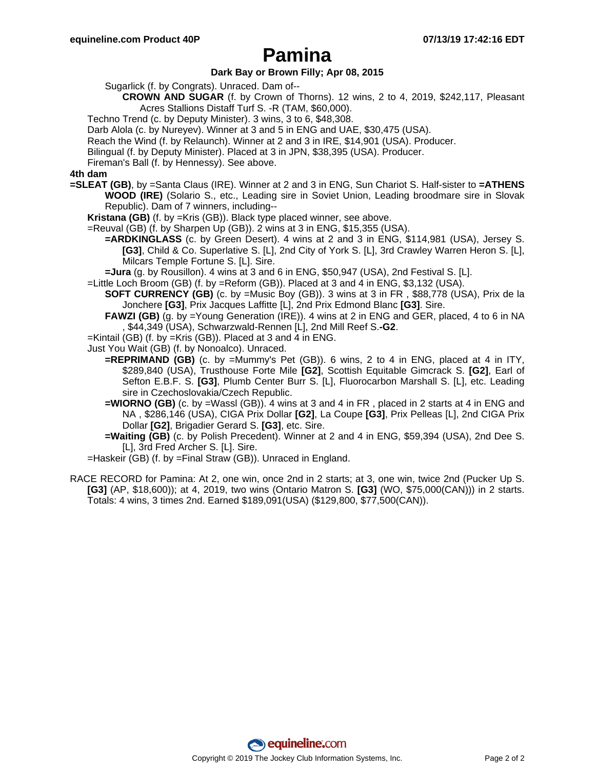# Pamina

**Dark Bay or Brown Filly; Apr 08, 2015**

Sugarlick (f. by Congrats). Unraced. Dam of--

**CROWN AND SUGAR** (f. by Crown of Thorns). 12 wins, 2 to 4, 2019, $242,117, Pleasant Acres Stallions Distaff Turf S. -R (TAM, $60,000).

Techno Trend (c. by Deputy Minister). 3 wins, 3 to 6, $48,308.

Darb Alola (c. by Nureyev). Winner at 3 and 5 in ENG and UAE, $30,475 (USA).

Reach the Wind (f. by Relaunch). Winner at 2 and 3 in IRE, $14,901 (USA). Producer.

Bilingual (f. by Deputy Minister). Placed at 3 in JPN, $38,395 (USA). Producer.

Fireman's Ball (f. by Hennessy). See above.

**4th dam**

**=SLEAT (GB)**, by =Santa Claus (IRE). Winner at 2 and 3 in ENG, Sun Chariot S. Half-sister to **=ATHENS WOOD (IRE)** (Solario S., etc., Leading sire in Soviet Union, Leading broodmare sire in Slovak Republic). Dam of 7 winners, including--

**Kristana (GB)** (f. by =Kris (GB)). Black type placed winner, see above.

=Reuval (GB) (f. by Sharpen Up (GB)). 2 wins at 3 in ENG, $15,355 (USA).

**=ARDKINGLASS** (c. by Green Desert). 4 wins at 2 and 3 in ENG, $114,981 (USA), Jersey S. **[G3]**, Child & Co. Superlative S. [L], 2nd City of York S. [L], 3rd Crawley Warren Heron S. [L], Milcars Temple Fortune S. [L]. Sire.

**=Jura** (g. by Rousillon). 4 wins at 3 and 6 in ENG, $50,947 (USA), 2nd Festival S. [L].

=Little Loch Broom (GB) (f. by =Reform (GB)). Placed at 3 and 4 in ENG, $3,132 (USA).

**SOFT CURRENCY (GB)** (c. by =Music Boy (GB)). 3 wins at 3 in FR , $88,778 (USA), Prix de la Jonchere **[G3]**, Prix Jacques Laffitte [L], 2nd Prix Edmond Blanc **[G3]**. Sire.

**FAWZI (GB)** (g. by =Young Generation (IRE)). 4 wins at 2 in ENG and GER, placed, 4 to 6 in NA , $44,349 (USA), Schwarzwald-Rennen [L], 2nd Mill Reef S.**-G2**.

=Kintail (GB) (f. by =Kris (GB)). Placed at 3 and 4 in ENG.

Just You Wait (GB) (f. by Nonoalco). Unraced.

**=REPRIMAND (GB)** (c. by =Mummy's Pet (GB)). 6 wins, 2 to 4 in ENG, placed at 4 in ITY, $289,840 (USA), Trusthouse Forte Mile **[G2]**, Scottish Equitable Gimcrack S. **[G2]**, Earl of Sefton E.B.F. S. **[G3]**, Plumb Center Burr S. [L], Fluorocarbon Marshall S. [L], etc. Leading sire in Czechoslovakia/Czech Republic.

**=WIORNO (GB)** (c. by =Wassl (GB)). 4 wins at 3 and 4 in FR , placed in 2 starts at 4 in ENG and NA , $286,146 (USA), CIGA Prix Dollar **[G2]**, La Coupe **[G3]**, Prix Pelleas [L], 2nd CIGA Prix Dollar **[G2]**, Brigadier Gerard S. **[G3]**, etc. Sire.

**=Waiting (GB)** (c. by Polish Precedent). Winner at 2 and 4 in ENG, $59,394 (USA), 2nd Dee S. [L], 3rd Fred Archer S. [L]. Sire.

=Haskeir (GB) (f. by =Final Straw (GB)). Unraced in England.

RACE RECORD for Pamina: At 2, one win, once 2nd in 2 starts; at 3, one win, twice 2nd (Pucker Up S. **[G3]** (AP, $18,600)); at 4, 2019, two wins (Ontario Matron S. **[G3]** (WO, $75,000(CAN))) in 2 starts. Totals: 4 wins, 3 times 2nd. Earned $189,091(USA) ($129,800, $77,500(CAN)).